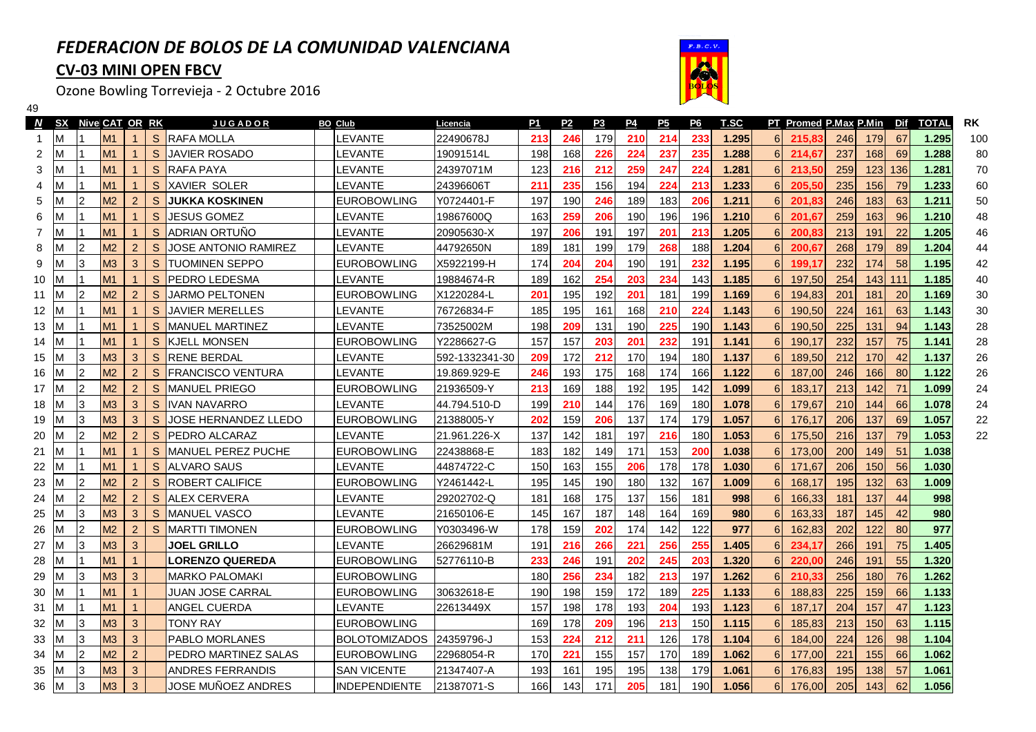# *FEDERACION DE BOLOS DE LA COMUNIDAD VALENCIANA*

## CV-03 MINI OPEN FBCV

Ozone Bowling Torrevieja - 2 Octubre 2016

49

| N | SX | Nive | CAT | OR | RK | JUGADOR | BO | Club | Licencia | P1 | P2 | P3 | P4 | P5 | P6 | T.SC | PT | Promed | P.Max | P.Min | Dif | TOTAL | RK |
|---|---|---|---|---|---|---|---|---|---|---|---|---|---|---|---|---|---|---|---|---|---|---|---|
| 1 | M | 1 | M1 | 1 | S | RAFA MOLLA | | LEVANTE | 22490678J | 213 | 246 | 179 | 210 | 214 | 233 | 1.295 | 6 | 215,83 | 246 | 179 | 67 | 1.295 | 100 |
| 2 | M | 1 | M1 | 1 | S | JAVIER ROSADO | | LEVANTE | 19091514L | 198 | 168 | 226 | 224 | 237 | 235 | 1.288 | 6 | 214,67 | 237 | 168 | 69 | 1.288 | 80 |
| 3 | M | 1 | M1 | 1 | S | RAFA PAYA | | LEVANTE | 24397071M | 123 | 216 | 212 | 259 | 247 | 224 | 1.281 | 6 | 213,50 | 259 | 123 | 136 | 1.281 | 70 |
| 4 | M | 1 | M1 | 1 | S | XAVIER SOLER | | LEVANTE | 24396606T | 211 | 235 | 156 | 194 | 224 | 213 | 1.233 | 6 | 205,50 | 235 | 156 | 79 | 1.233 | 60 |
| 5 | M | 2 | M2 | 2 | S | **JUKKA KOSKINEN** | | EUROBOWLING | Y0724401-F | 197 | 190 | 246 | 189 | 183 | 206 | 1.211 | 6 | 201,83 | 246 | 183 | 63 | 1.211 | 50 |
| 6 | M | 1 | M1 | 1 | S | JESUS GOMEZ | | LEVANTE | 19867600Q | 163 | 259 | 206 | 190 | 196 | 196 | 1.210 | 6 | 201,67 | 259 | 163 | 96 | 1.210 | 48 |
| 7 | M | 1 | M1 | 1 | S | ADRIAN ORTUÑO | | LEVANTE | 20905630-X | 197 | 206 | 191 | 197 | 201 | 213 | 1.205 | 6 | 200,83 | 213 | 191 | 22 | 1.205 | 46 |
| 8 | M | 2 | M2 | 2 | S | JOSE ANTONIO RAMIREZ | | LEVANTE | 44792650N | 189 | 181 | 199 | 179 | 268 | 188 | 1.204 | 6 | 200,67 | 268 | 179 | 89 | 1.204 | 44 |
| 9 | M | 3 | M3 | 3 | S | TUOMINEN SEPPO | | EUROBOWLING | X5922199-H | 174 | 204 | 204 | 190 | 191 | 232 | 1.195 | 6 | 199,17 | 232 | 174 | 58 | 1.195 | 42 |
| 10 | M | 1 | M1 | 1 | S | PEDRO LEDESMA | | LEVANTE | 19884674-R | 189 | 162 | 254 | 203 | 234 | 143 | 1.185 | 6 | 197,50 | 254 | 143 | 111 | 1.185 | 40 |
| 11 | M | 2 | M2 | 2 | S | JARMO PELTONEN | | EUROBOWLING | X1220284-L | 201 | 195 | 192 | 201 | 181 | 199 | 1.169 | 6 | 194,83 | 201 | 181 | 20 | 1.169 | 30 |
| 12 | M | 1 | M1 | 1 | S | JAVIER MERELLES | | LEVANTE | 76726834-F | 185 | 195 | 161 | 168 | 210 | 224 | 1.143 | 6 | 190,50 | 224 | 161 | 63 | 1.143 | 30 |
| 13 | M | 1 | M1 | 1 | S | MANUEL MARTINEZ | | LEVANTE | 73525002M | 198 | 209 | 131 | 190 | 225 | 190 | 1.143 | 6 | 190,50 | 225 | 131 | 94 | 1.143 | 28 |
| 14 | M | 1 | M1 | 1 | S | KJELL MONSEN | | EUROBOWLING | Y2286627-G | 157 | 157 | 203 | 201 | 232 | 191 | 1.141 | 6 | 190,17 | 232 | 157 | 75 | 1.141 | 28 |
| 15 | M | 3 | M3 | 3 | S | RENE BERDAL | | LEVANTE | 592-1332341-30 | 209 | 172 | 212 | 170 | 194 | 180 | 1.137 | 6 | 189,50 | 212 | 170 | 42 | 1.137 | 26 |
| 16 | M | 2 | M2 | 2 | S | FRANCISCO VENTURA | | LEVANTE | 19.869.929-E | 246 | 193 | 175 | 168 | 174 | 166 | 1.122 | 6 | 187,00 | 246 | 166 | 80 | 1.122 | 26 |
| 17 | M | 2 | M2 | 2 | S | MANUEL PRIEGO | | EUROBOWLING | 21936509-Y | 213 | 169 | 188 | 192 | 195 | 142 | 1.099 | 6 | 183,17 | 213 | 142 | 71 | 1.099 | 24 |
| 18 | M | 3 | M3 | 3 | S | IVAN NAVARRO | | LEVANTE | 44.794.510-D | 199 | 210 | 144 | 176 | 169 | 180 | 1.078 | 6 | 179,67 | 210 | 144 | 66 | 1.078 | 24 |
| 19 | M | 3 | M3 | 3 | S | JOSE HERNANDEZ LLEDO | | EUROBOWLING | 21388005-Y | 202 | 159 | 206 | 137 | 174 | 179 | 1.057 | 6 | 176,17 | 206 | 137 | 69 | 1.057 | 22 |
| 20 | M | 2 | M2 | 2 | S | PEDRO ALCARAZ | | LEVANTE | 21.961.226-X | 137 | 142 | 181 | 197 | 216 | 180 | 1.053 | 6 | 175,50 | 216 | 137 | 79 | 1.053 | 22 |
| 21 | M | 1 | M1 | 1 | S | MANUEL PEREZ PUCHE | | EUROBOWLING | 22438868-E | 183 | 182 | 149 | 171 | 153 | 200 | 1.038 | 6 | 173,00 | 200 | 149 | 51 | 1.038 | |
| 22 | M | 1 | M1 | 1 | S | ALVARO SAUS | | LEVANTE | 44874722-C | 150 | 163 | 155 | 206 | 178 | 178 | 1.030 | 6 | 171,67 | 206 | 150 | 56 | 1.030 | |
| 23 | M | 2 | M2 | 2 | S | ROBERT CALIFICE | | EUROBOWLING | Y2461442-L | 195 | 145 | 190 | 180 | 132 | 167 | 1.009 | 6 | 168,17 | 195 | 132 | 63 | 1.009 | |
| 24 | M | 2 | M2 | 2 | S | ALEX CERVERA | | LEVANTE | 29202702-Q | 181 | 168 | 175 | 137 | 156 | 181 | 998 | 6 | 166,33 | 181 | 137 | 44 | 998 | |
| 25 | M | 3 | M3 | 3 | S | MANUEL VASCO | | LEVANTE | 21650106-E | 145 | 167 | 187 | 148 | 164 | 169 | 980 | 6 | 163,33 | 187 | 145 | 42 | 980 | |
| 26 | M | 2 | M2 | 2 | S | MARTTI TIMONEN | | EUROBOWLING | Y0303496-W | 178 | 159 | 202 | 174 | 142 | 122 | 977 | 6 | 162,83 | 202 | 122 | 80 | 977 | |
| 27 | M | 3 | M3 | 3 | | **JOEL GRILLO** | | LEVANTE | 26629681M | 191 | 216 | 266 | 221 | 256 | 255 | 1.405 | 6 | 234,17 | 266 | 191 | 75 | 1.405 | |
| 28 | M | 1 | M1 | 1 | | **LORENZO QUEREDA** | | EUROBOWLING | 52776110-B | 233 | 246 | 191 | 202 | 245 | 203 | 1.320 | 6 | 220,00 | 246 | 191 | 55 | 1.320 | |
| 29 | M | 3 | M3 | 3 | | MARKO PALOMAKI | | EUROBOWLING | | 180 | 256 | 234 | 182 | 213 | 197 | 1.262 | 6 | 210,33 | 256 | 180 | 76 | 1.262 | |
| 30 | M | 1 | M1 | 1 | | JUAN JOSE CARRAL | | EUROBOWLING | 30632618-E | 190 | 198 | 159 | 172 | 189 | 225 | 1.133 | 6 | 188,83 | 225 | 159 | 66 | 1.133 | |
| 31 | M | 1 | M1 | 1 | | ANGEL CUERDA | | LEVANTE | 22613449X | 157 | 198 | 178 | 193 | 204 | 193 | 1.123 | 6 | 187,17 | 204 | 157 | 47 | 1.123 | |
| 32 | M | 3 | M3 | 3 | | TONY RAY | | EUROBOWLING | | 169 | 178 | 209 | 196 | 213 | 150 | 1.115 | 6 | 185,83 | 213 | 150 | 63 | 1.115 | |
| 33 | M | 3 | M3 | 3 | | PABLO MORLANES | | BOLOTOMIZADOS | 24359796-J | 153 | 224 | 212 | 211 | 126 | 178 | 1.104 | 6 | 184,00 | 224 | 126 | 98 | 1.104 | |
| 34 | M | 2 | M2 | 2 | | PEDRO MARTINEZ SALAS | | EUROBOWLING | 22968054-R | 170 | 221 | 155 | 157 | 170 | 189 | 1.062 | 6 | 177,00 | 221 | 155 | 66 | 1.062 | |
| 35 | M | 3 | M3 | 3 | | ANDRES FERRANDIS | | SAN VICENTE | 21347407-A | 193 | 161 | 195 | 195 | 138 | 179 | 1.061 | 6 | 176,83 | 195 | 138 | 57 | 1.061 | |
| 36 | M | 3 | M3 | 3 | | JOSE MUÑOEZ ANDRES | | INDEPENDIENTE | 21387071-S | 166 | 143 | 171 | 205 | 181 | 190 | 1.056 | 6 | 176,00 | 205 | 143 | 62 | 1.056 | |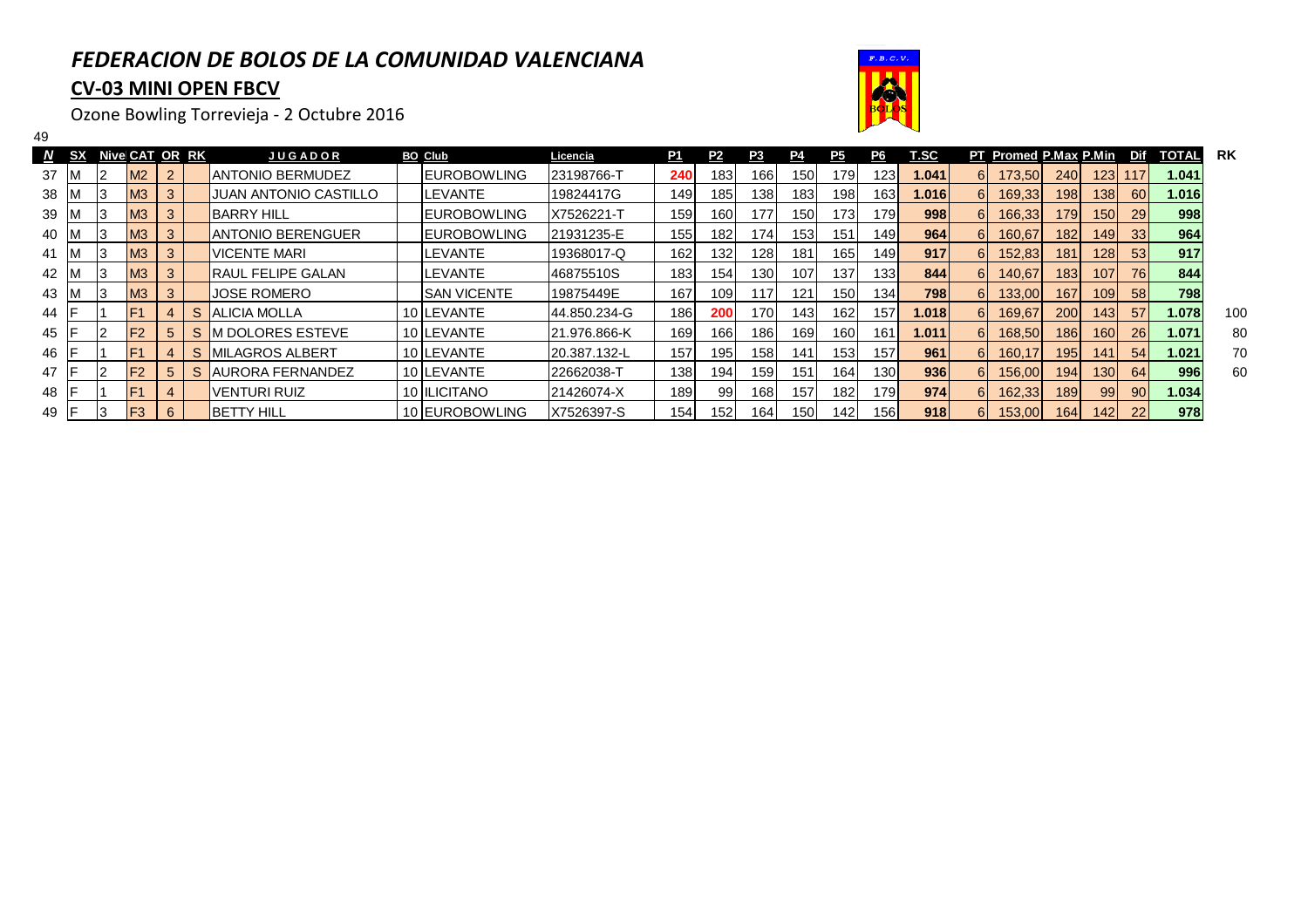# *FEDERACION DE BOLOS DE LA COMUNIDAD VALENCIANA*

## CV-03 MINI OPEN FBCV

Ozone Bowling Torrevieja - 2 Octubre 2016

49

| N | SX | Nive | CAT | OR | RK | JUGADOR | BO | Club | Licencia | P1 | P2 | P3 | P4 | P5 | P6 | T.SC | PT | Promed | P.Max | P.Min | Dif | TOTAL | RK |
|---|---|---|---|---|---|---|---|---|---|---|---|---|---|---|---|---|---|---|---|---|---|---|---|
| 37 | M | 2 | M2 | 2 | | ANTONIO BERMUDEZ | | EUROBOWLING | 23198766-T | 240 | 183 | 166 | 150 | 179 | 123 | 1.041 | 6 | 173,50 | 240 | 123 | 117 | 1.041 | |
| 38 | M | 3 | M3 | 3 | | JUAN ANTONIO CASTILLO | | LEVANTE | 19824417G | 149 | 185 | 138 | 183 | 198 | 163 | 1.016 | 6 | 169,33 | 198 | 138 | 60 | 1.016 | |
| 39 | M | 3 | M3 | 3 | | BARRY HILL | | EUROBOWLING | X7526221-T | 159 | 160 | 177 | 150 | 173 | 179 | 998 | 6 | 166,33 | 179 | 150 | 29 | 998 | |
| 40 | M | 3 | M3 | 3 | | ANTONIO BERENGUER | | EUROBOWLING | 21931235-E | 155 | 182 | 174 | 153 | 151 | 149 | 964 | 6 | 160,67 | 182 | 149 | 33 | 964 | |
| 41 | M | 3 | M3 | 3 | | VICENTE MARI | | LEVANTE | 19368017-Q | 162 | 132 | 128 | 181 | 165 | 149 | 917 | 6 | 152,83 | 181 | 128 | 53 | 917 | |
| 42 | M | 3 | M3 | 3 | | RAUL FELIPE GALAN | | LEVANTE | 46875510S | 183 | 154 | 130 | 107 | 137 | 133 | 844 | 6 | 140,67 | 183 | 107 | 76 | 844 | |
| 43 | M | 3 | M3 | 3 | | JOSE ROMERO | | SAN VICENTE | 19875449E | 167 | 109 | 117 | 121 | 150 | 134 | 798 | 6 | 133,00 | 167 | 109 | 58 | 798 | |
| 44 | F | 1 | F1 | 4 | S | ALICIA MOLLA | 10 | LEVANTE | 44.850.234-G | 186 | 200 | 170 | 143 | 162 | 157 | 1.018 | 6 | 169,67 | 200 | 143 | 57 | 1.078 | 100 |
| 45 | F | 2 | F2 | 5 | S | M DOLORES ESTEVE | 10 | LEVANTE | 21.976.866-K | 169 | 166 | 186 | 169 | 160 | 161 | 1.011 | 6 | 168,50 | 186 | 160 | 26 | 1.071 | 80 |
| 46 | F | 1 | F1 | 4 | S | MILAGROS ALBERT | 10 | LEVANTE | 20.387.132-L | 157 | 195 | 158 | 141 | 153 | 157 | 961 | 6 | 160,17 | 195 | 141 | 54 | 1.021 | 70 |
| 47 | F | 2 | F2 | 5 | S | AURORA FERNANDEZ | 10 | LEVANTE | 22662038-T | 138 | 194 | 159 | 151 | 164 | 130 | 936 | 6 | 156,00 | 194 | 130 | 64 | 996 | 60 |
| 48 | F | 1 | F1 | 4 | | VENTURI RUIZ | 10 | ILICITANO | 21426074-X | 189 | 99 | 168 | 157 | 182 | 179 | 974 | 6 | 162,33 | 189 | 99 | 90 | 1.034 | |
| 49 | F | 3 | F3 | 6 | | BETTY HILL | 10 | EUROBOWLING | X7526397-S | 154 | 152 | 164 | 150 | 142 | 156 | 918 | 6 | 153,00 | 164 | 142 | 22 | 978 | |